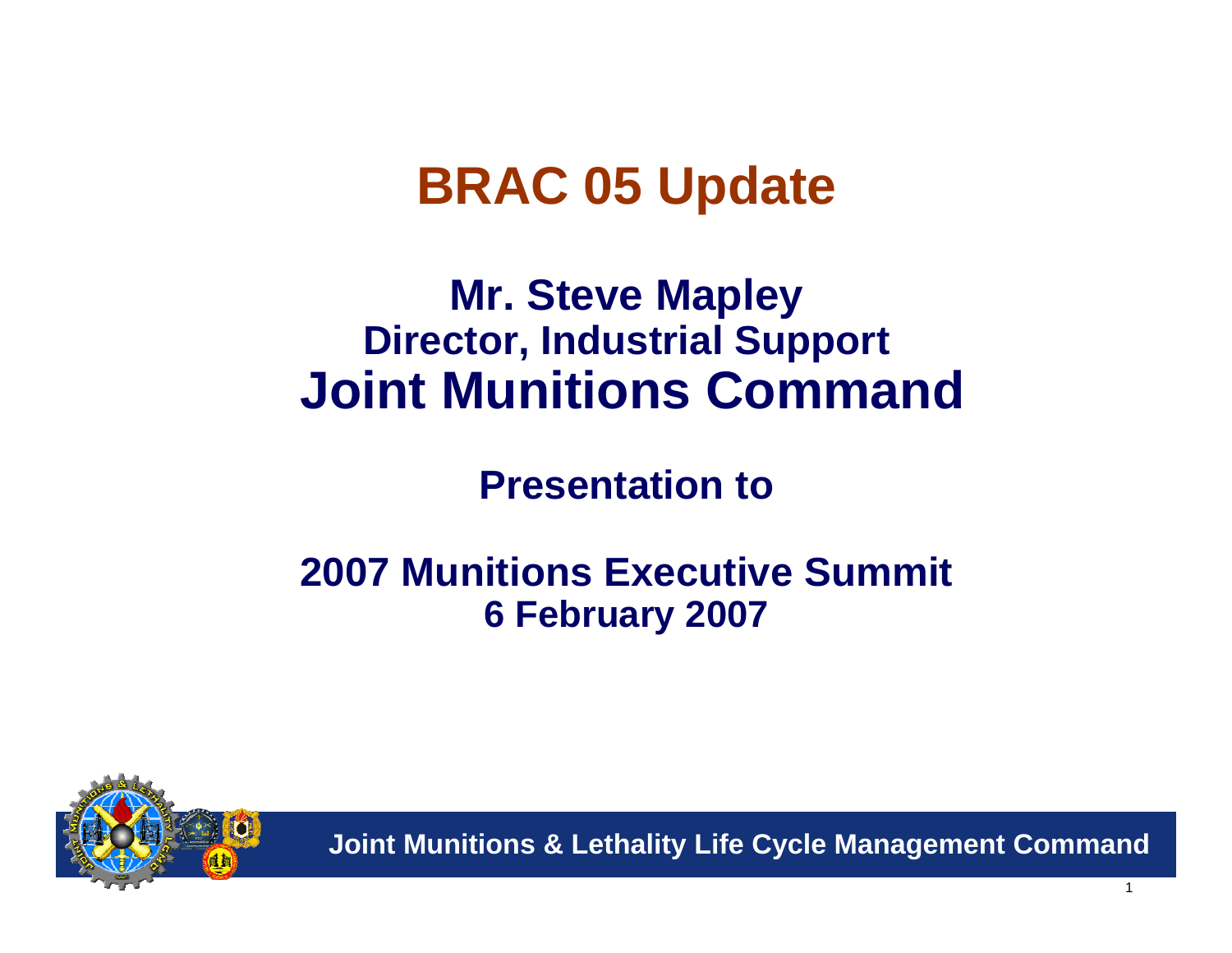# BRAC 05 Update

## Mr. Steve Mapley
### Director, Industrial Support
## Joint Munitions Command

### Presentation to

### 2007 Munitions Executive Summit
### 6 February 2007

**Joint Munitions & Lethality Life Cycle Management Command**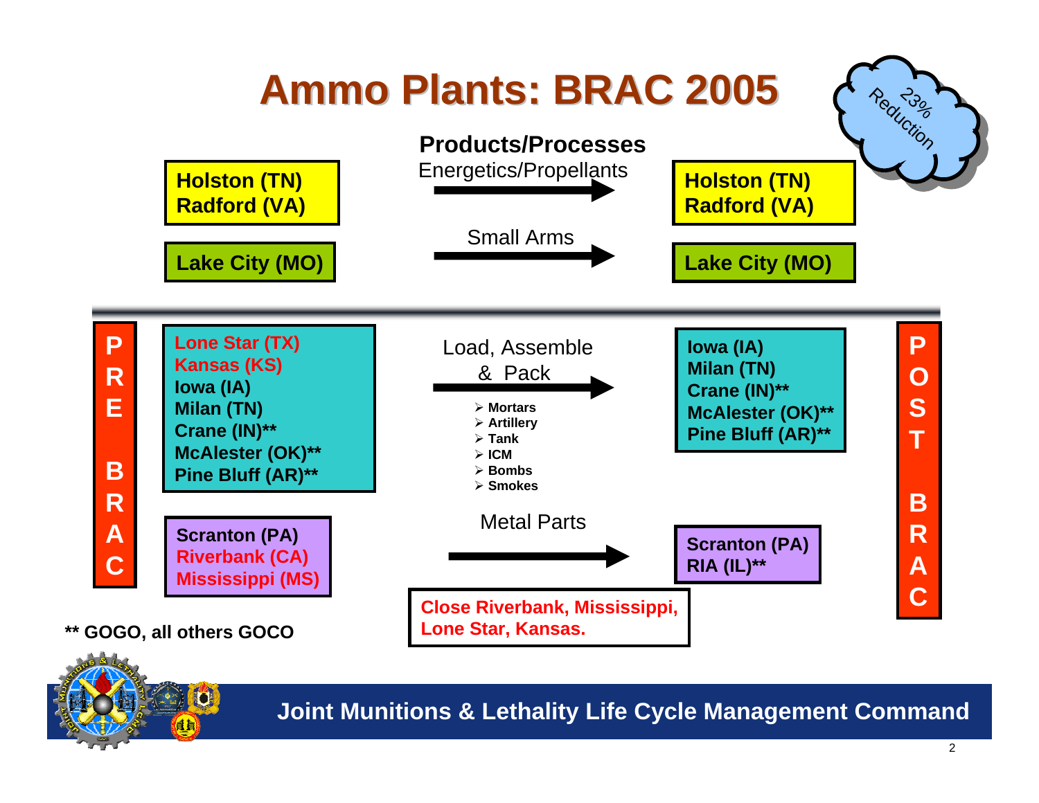# Ammo Plants: BRAC 2005

23% Reduction

| Pre BRAC | Products/Processes | Post BRAC |
| --- | --- | --- |
| Holston (TN), Radford (VA) | Energetics/Propellants | Holston (TN), Radford (VA) |
| Lake City (MO) | Small Arms | Lake City (MO) |
| Lone Star (TX), Kansas (KS), Iowa (IA), Milan (TN), Crane (IN)**, McAlester (OK)**, Pine Bluff (AR)** | Load, Assemble & Pack: Mortars, Artillery, Tank, ICM, Bombs, Smokes | Iowa (IA), Milan (TN), Crane (IN)**, McAlester (OK)**, Pine Bluff (AR)** |
| Scranton (PA), Riverbank (CA), Mississippi (MS) | Metal Parts | Scranton (PA), RIA (IL)** |

**Close Riverbank, Mississippi, Lone Star, Kansas.**

**** GOGO, all others GOCO**

**Joint Munitions & Lethality Life Cycle Management Command**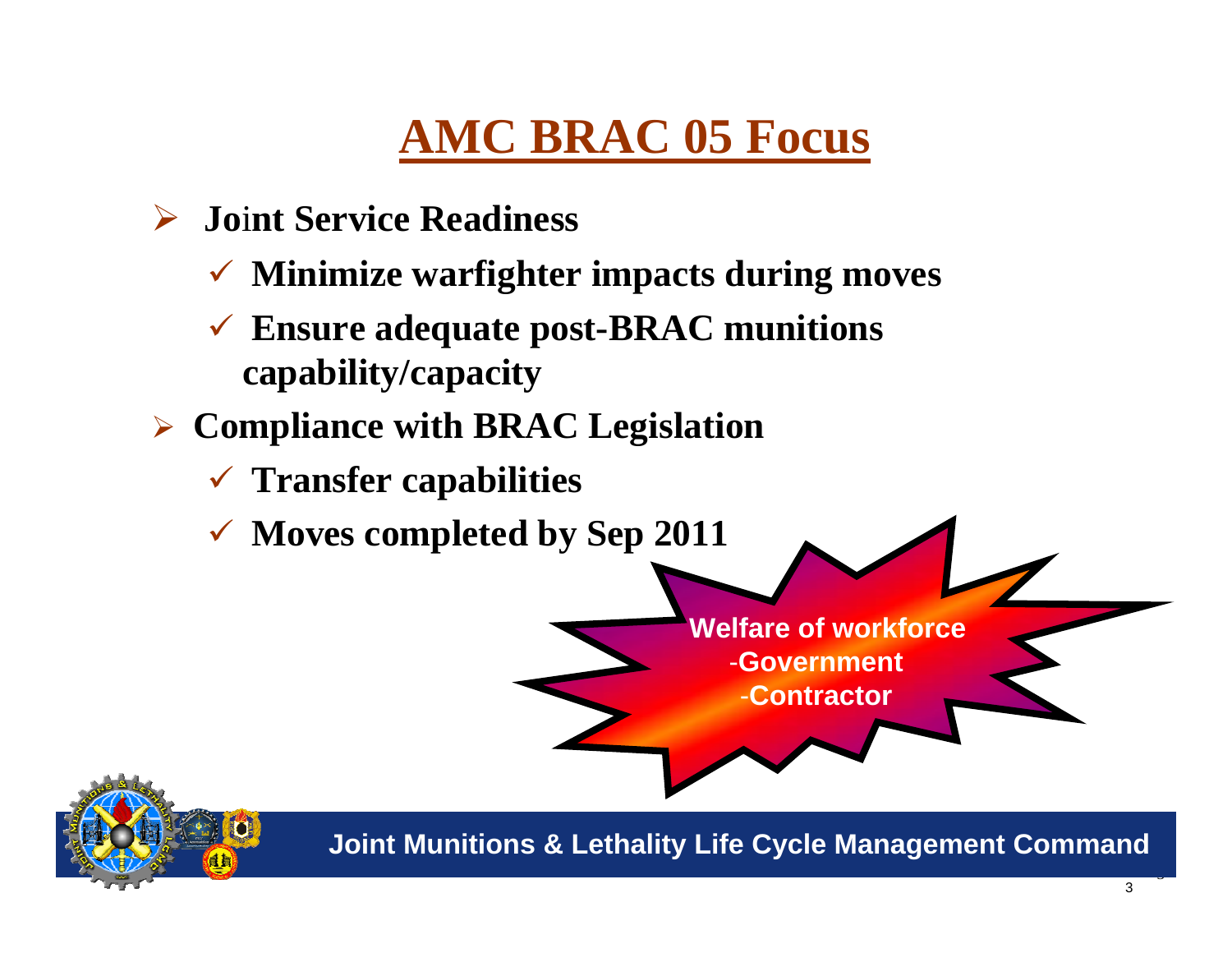# AMC BRAC 05 Focus

- **Joint Service Readiness**
  - ✓ **Minimize warfighter impacts during moves**
  - ✓ **Ensure adequate post-BRAC munitions capability/capacity**
- **Compliance with BRAC Legislation**
  - ✓ **Transfer capabilities**
  - ✓ **Moves completed by Sep 2011**

**Welfare of workforce**
**-Government**
**-Contractor**

**Joint Munitions & Lethality Life Cycle Management Command**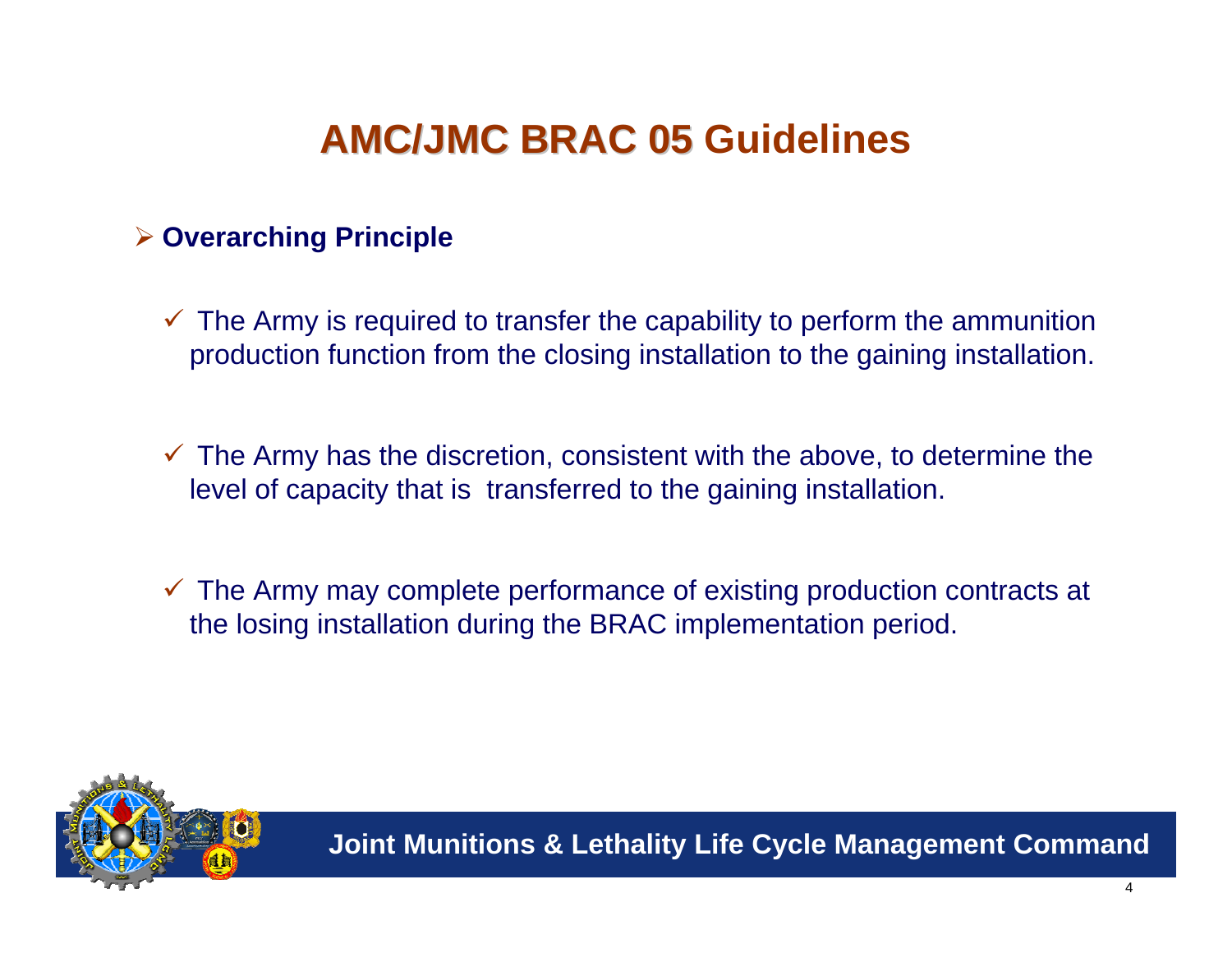# AMC/JMC BRAC 05 Guidelines

- **Overarching Principle**
  - ✓ The Army is required to transfer the capability to perform the ammunition production function from the closing installation to the gaining installation.
  - ✓ The Army has the discretion, consistent with the above, to determine the level of capacity that is transferred to the gaining installation.
  - ✓ The Army may complete performance of existing production contracts at the losing installation during the BRAC implementation period.

**Joint Munitions & Lethality Life Cycle Management Command**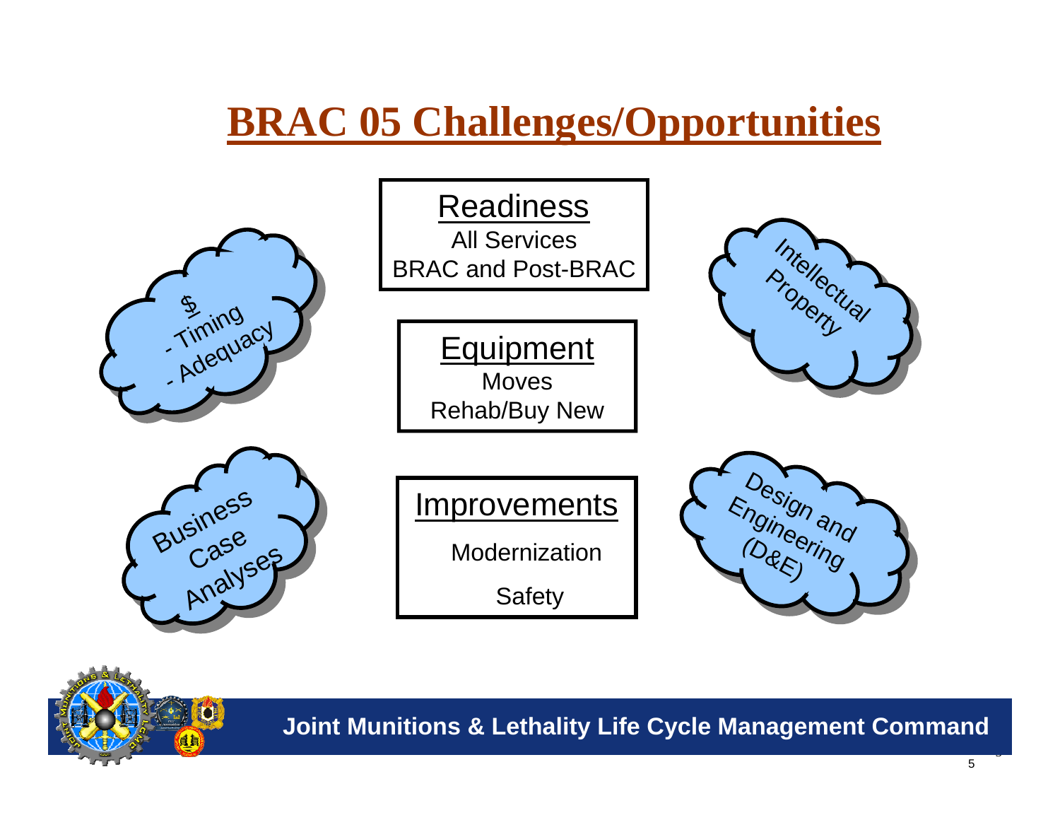# BRAC 05 Challenges/Opportunities

$
- Timing
- Adequacy

**Readiness**

All Services

BRAC and Post-BRAC

Intellectual Property

**Equipment**

Moves

Rehab/Buy New

Business Case Analyses

**Improvements**

Modernization

Safety

Design and Engineering (D&E)

**Joint Munitions & Lethality Life Cycle Management Command**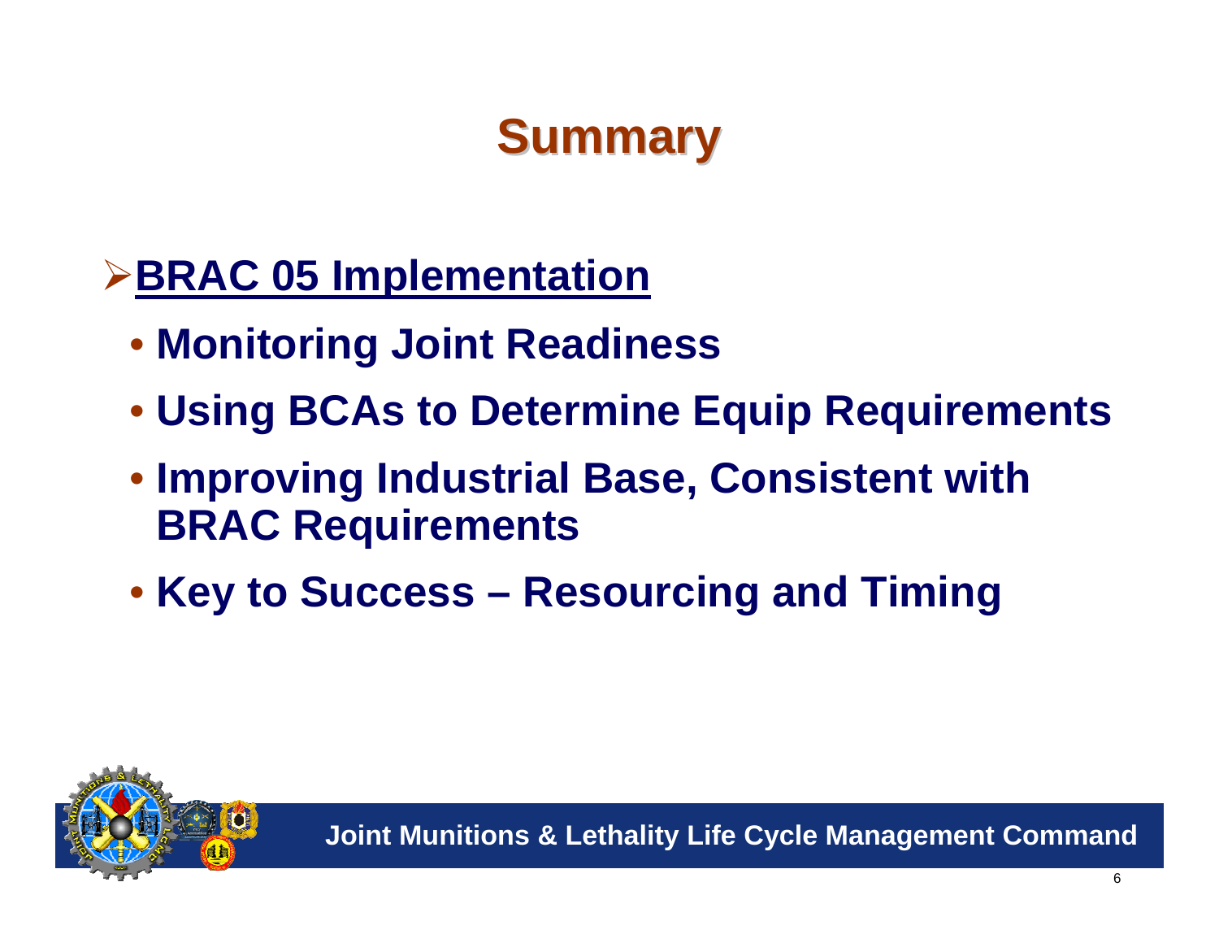# Summary

- **BRAC 05 Implementation**
  - **Monitoring Joint Readiness**
  - **Using BCAs to Determine Equip Requirements**
  - **Improving Industrial Base, Consistent with BRAC Requirements**
  - **Key to Success – Resourcing and Timing**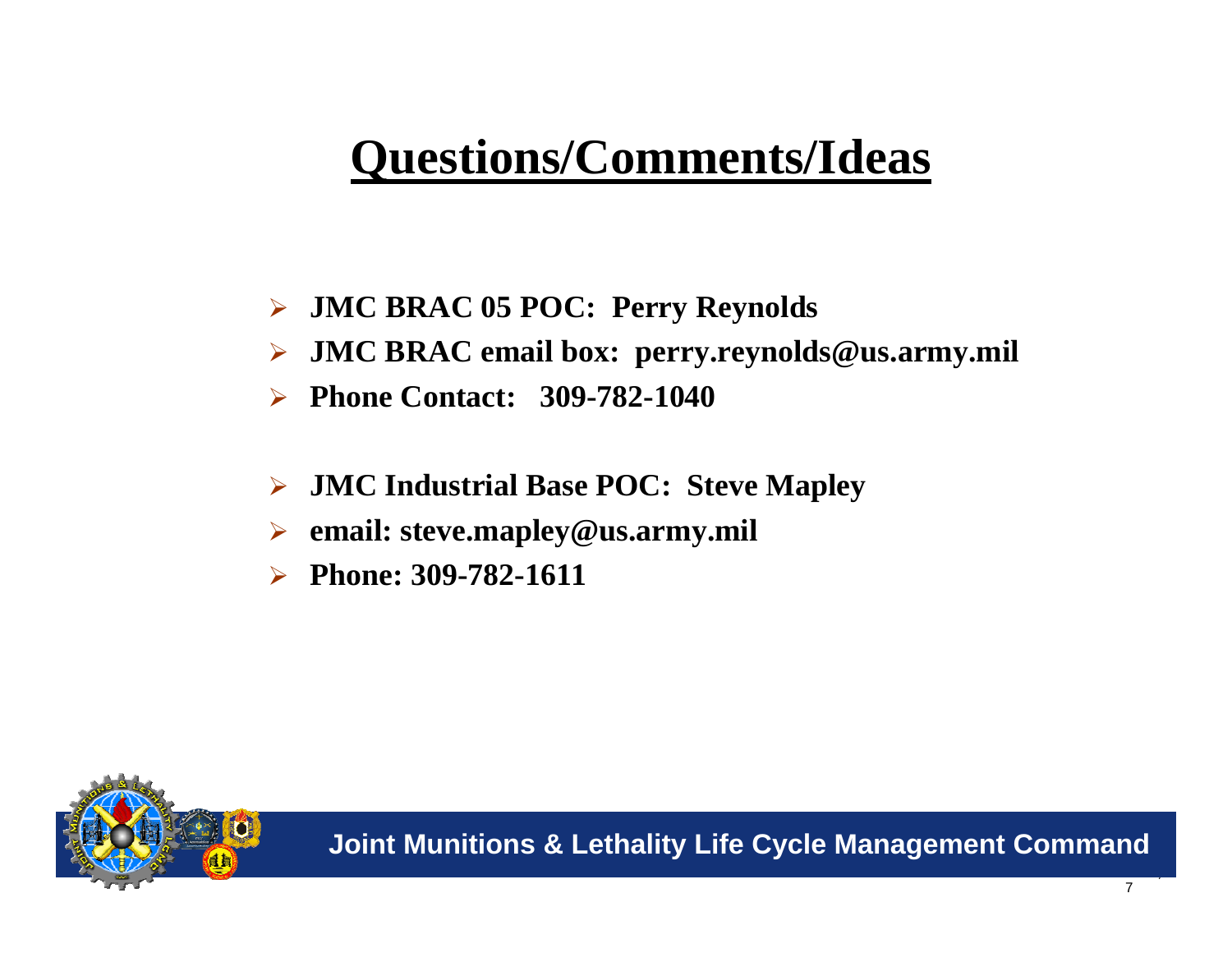# Questions/Comments/Ideas

- **JMC BRAC 05 POC: Perry Reynolds**
- **JMC BRAC email box: perry.reynolds@us.army.mil**
- **Phone Contact: 309-782-1040**

- **JMC Industrial Base POC: Steve Mapley**
- **email: steve.mapley@us.army.mil**
- **Phone: 309-782-1611**

**Joint Munitions & Lethality Life Cycle Management Command**